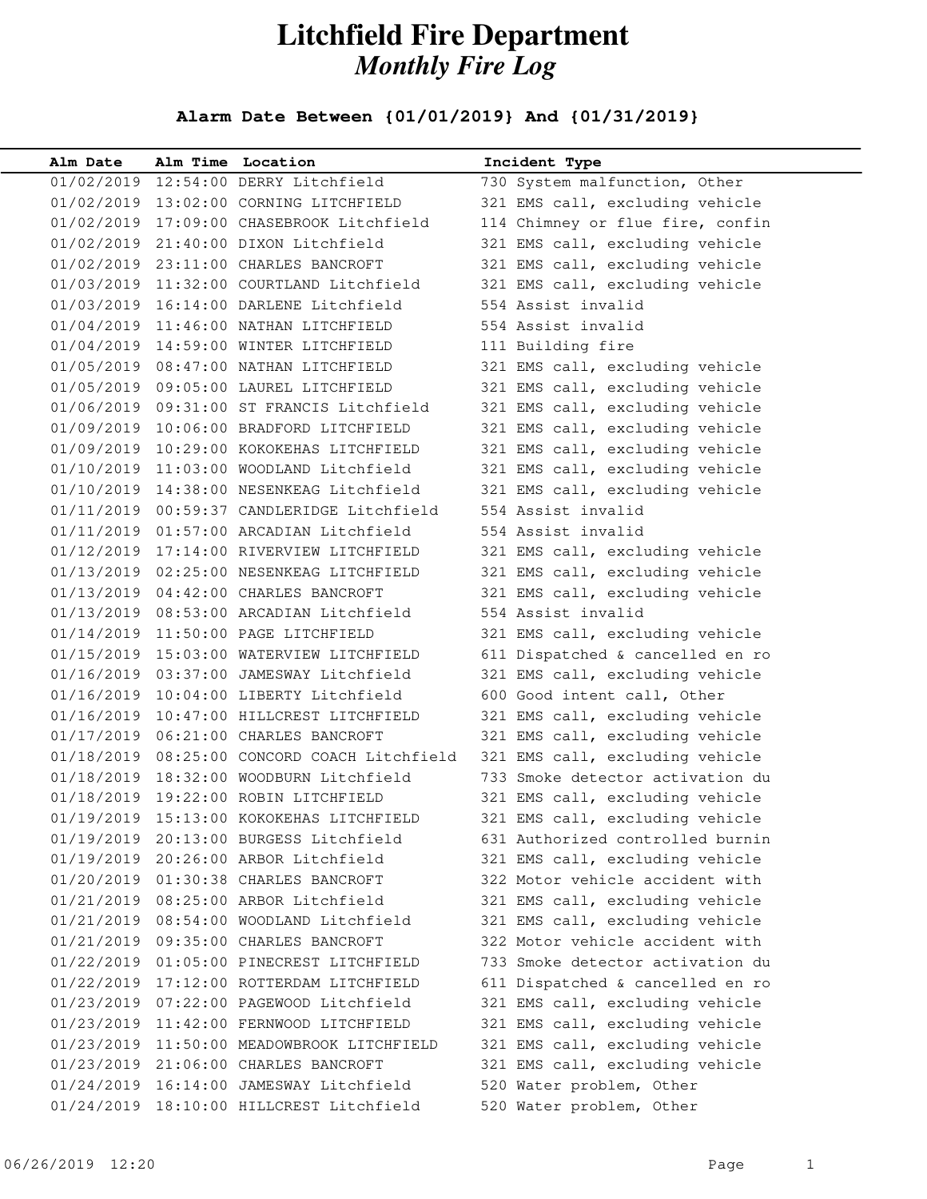# Litchfield Fire Department

## *Monthly Fire Log*

**Alarm Date Between {01/01/2019} And {01/31/2019}**

| Alm Date | Alm Time | Location | Incident Type |
|---|---|---|---|
| 01/02/2019 | 12:54:00 | DERRY Litchfield | 730 System malfunction, Other |
| 01/02/2019 | 13:02:00 | CORNING LITCHFIELD | 321 EMS call, excluding vehicle |
| 01/02/2019 | 17:09:00 | CHASEBROOK Litchfield | 114 Chimney or flue fire, confin |
| 01/02/2019 | 21:40:00 | DIXON Litchfield | 321 EMS call, excluding vehicle |
| 01/02/2019 | 23:11:00 | CHARLES BANCROFT | 321 EMS call, excluding vehicle |
| 01/03/2019 | 11:32:00 | COURTLAND Litchfield | 321 EMS call, excluding vehicle |
| 01/03/2019 | 16:14:00 | DARLENE Litchfield | 554 Assist invalid |
| 01/04/2019 | 11:46:00 | NATHAN LITCHFIELD | 554 Assist invalid |
| 01/04/2019 | 14:59:00 | WINTER LITCHFIELD | 111 Building fire |
| 01/05/2019 | 08:47:00 | NATHAN LITCHFIELD | 321 EMS call, excluding vehicle |
| 01/05/2019 | 09:05:00 | LAUREL LITCHFIELD | 321 EMS call, excluding vehicle |
| 01/06/2019 | 09:31:00 | ST FRANCIS Litchfield | 321 EMS call, excluding vehicle |
| 01/09/2019 | 10:06:00 | BRADFORD LITCHFIELD | 321 EMS call, excluding vehicle |
| 01/09/2019 | 10:29:00 | KOKOKEHAS LITCHFIELD | 321 EMS call, excluding vehicle |
| 01/10/2019 | 11:03:00 | WOODLAND Litchfield | 321 EMS call, excluding vehicle |
| 01/10/2019 | 14:38:00 | NESENKEAG Litchfield | 321 EMS call, excluding vehicle |
| 01/11/2019 | 00:59:37 | CANDLERIDGE Litchfield | 554 Assist invalid |
| 01/11/2019 | 01:57:00 | ARCADIAN Litchfield | 554 Assist invalid |
| 01/12/2019 | 17:14:00 | RIVERVIEW LITCHFIELD | 321 EMS call, excluding vehicle |
| 01/13/2019 | 02:25:00 | NESENKEAG LITCHFIELD | 321 EMS call, excluding vehicle |
| 01/13/2019 | 04:42:00 | CHARLES BANCROFT | 321 EMS call, excluding vehicle |
| 01/13/2019 | 08:53:00 | ARCADIAN Litchfield | 554 Assist invalid |
| 01/14/2019 | 11:50:00 | PAGE LITCHFIELD | 321 EMS call, excluding vehicle |
| 01/15/2019 | 15:03:00 | WATERVIEW LITCHFIELD | 611 Dispatched & cancelled en ro |
| 01/16/2019 | 03:37:00 | JAMESWAY Litchfield | 321 EMS call, excluding vehicle |
| 01/16/2019 | 10:04:00 | LIBERTY Litchfield | 600 Good intent call, Other |
| 01/16/2019 | 10:47:00 | HILLCREST LITCHFIELD | 321 EMS call, excluding vehicle |
| 01/17/2019 | 06:21:00 | CHARLES BANCROFT | 321 EMS call, excluding vehicle |
| 01/18/2019 | 08:25:00 | CONCORD COACH Litchfield | 321 EMS call, excluding vehicle |
| 01/18/2019 | 18:32:00 | WOODBURN Litchfield | 733 Smoke detector activation du |
| 01/18/2019 | 19:22:00 | ROBIN LITCHFIELD | 321 EMS call, excluding vehicle |
| 01/19/2019 | 15:13:00 | KOKOKEHAS LITCHFIELD | 321 EMS call, excluding vehicle |
| 01/19/2019 | 20:13:00 | BURGESS Litchfield | 631 Authorized controlled burnin |
| 01/19/2019 | 20:26:00 | ARBOR Litchfield | 321 EMS call, excluding vehicle |
| 01/20/2019 | 01:30:38 | CHARLES BANCROFT | 322 Motor vehicle accident with |
| 01/21/2019 | 08:25:00 | ARBOR Litchfield | 321 EMS call, excluding vehicle |
| 01/21/2019 | 08:54:00 | WOODLAND Litchfield | 321 EMS call, excluding vehicle |
| 01/21/2019 | 09:35:00 | CHARLES BANCROFT | 322 Motor vehicle accident with |
| 01/22/2019 | 01:05:00 | PINECREST LITCHFIELD | 733 Smoke detector activation du |
| 01/22/2019 | 17:12:00 | ROTTERDAM LITCHFIELD | 611 Dispatched & cancelled en ro |
| 01/23/2019 | 07:22:00 | PAGEWOOD Litchfield | 321 EMS call, excluding vehicle |
| 01/23/2019 | 11:42:00 | FERNWOOD LITCHFIELD | 321 EMS call, excluding vehicle |
| 01/23/2019 | 11:50:00 | MEADOWBROOK LITCHFIELD | 321 EMS call, excluding vehicle |
| 01/23/2019 | 21:06:00 | CHARLES BANCROFT | 321 EMS call, excluding vehicle |
| 01/24/2019 | 16:14:00 | JAMESWAY Litchfield | 520 Water problem, Other |
| 01/24/2019 | 18:10:00 | HILLCREST Litchfield | 520 Water problem, Other |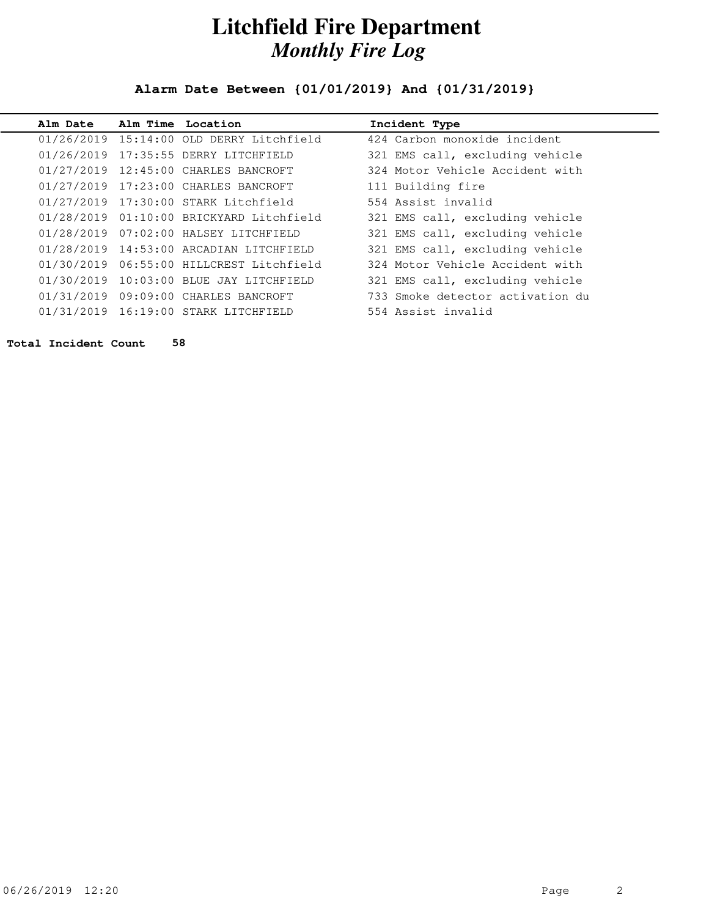# Litchfield Fire Department
## *Monthly Fire Log*

**Alarm Date Between {01/01/2019} And {01/31/2019}**

| Alm Date | Alm Time | Location | Incident Type |
|---|---|---|---|
| 01/26/2019 | 15:14:00 | OLD DERRY Litchfield | 424 Carbon monoxide incident |
| 01/26/2019 | 17:35:55 | DERRY LITCHFIELD | 321 EMS call, excluding vehicle |
| 01/27/2019 | 12:45:00 | CHARLES BANCROFT | 324 Motor Vehicle Accident with |
| 01/27/2019 | 17:23:00 | CHARLES BANCROFT | 111 Building fire |
| 01/27/2019 | 17:30:00 | STARK Litchfield | 554 Assist invalid |
| 01/28/2019 | 01:10:00 | BRICKYARD Litchfield | 321 EMS call, excluding vehicle |
| 01/28/2019 | 07:02:00 | HALSEY LITCHFIELD | 321 EMS call, excluding vehicle |
| 01/28/2019 | 14:53:00 | ARCADIAN LITCHFIELD | 321 EMS call, excluding vehicle |
| 01/30/2019 | 06:55:00 | HILLCREST Litchfield | 324 Motor Vehicle Accident with |
| 01/30/2019 | 10:03:00 | BLUE JAY LITCHFIELD | 321 EMS call, excluding vehicle |
| 01/31/2019 | 09:09:00 | CHARLES BANCROFT | 733 Smoke detector activation du |
| 01/31/2019 | 16:19:00 | STARK LITCHFIELD | 554 Assist invalid |

**Total Incident Count 58**

06/26/2019 12:20